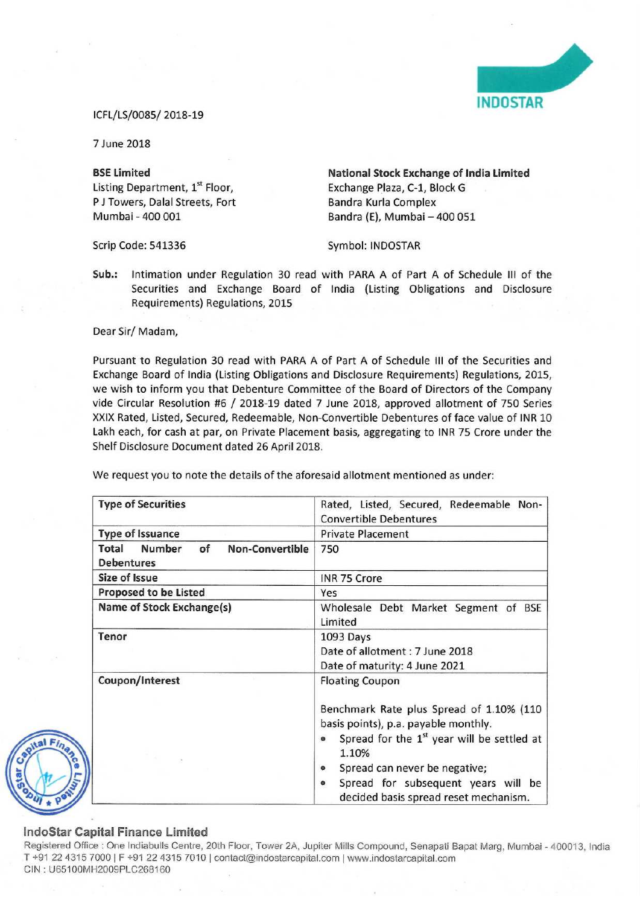INDOSTAR

ICFL/LS/0085/ 2018-19

7 June 2018

**BSE Limited**
Listing Department, 1st Floor,
P J Towers, Dalal Streets, Fort
Mumbai - 400 001

Scrip Code: 541336

**National Stock Exchange of India Limited**
Exchange Plaza, C-1, Block G
Bandra Kurla Complex
Bandra (E), Mumbai – 400 051

Symbol: INDOSTAR

**Sub.:** Intimation under Regulation 30 read with PARA A of Part A of Schedule III of the Securities and Exchange Board of India (Listing Obligations and Disclosure Requirements) Regulations, 2015

Dear Sir/ Madam,

Pursuant to Regulation 30 read with PARA A of Part A of Schedule III of the Securities and Exchange Board of India (Listing Obligations and Disclosure Requirements) Regulations, 2015, we wish to inform you that Debenture Committee of the Board of Directors of the Company vide Circular Resolution #6 / 2018-19 dated 7 June 2018, approved allotment of 750 Series XXIX Rated, Listed, Secured, Redeemable, Non-Convertible Debentures of face value of INR 10 Lakh each, for cash at par, on Private Placement basis, aggregating to INR 75 Crore under the Shelf Disclosure Document dated 26 April 2018.

We request you to note the details of the aforesaid allotment mentioned as under:

| **Type of Securities** | Rated, Listed, Secured, Redeemable Non-Convertible Debentures |
|---|---|
| **Type of Issuance** | Private Placement |
| **Total Number of Non-Convertible Debentures** | 750 |
| **Size of Issue** | INR 75 Crore |
| **Proposed to be Listed** | Yes |
| **Name of Stock Exchange(s)** | Wholesale Debt Market Segment of BSE Limited |
| **Tenor** | 1093 Days<br>Date of allotment : 7 June 2018<br>Date of maturity: 4 June 2021 |
| **Coupon/Interest** | Floating Coupon<br><br>Benchmark Rate plus Spread of 1.10% (110 basis points), p.a. payable monthly.<br>• Spread for the 1st year will be settled at 1.10%<br>• Spread can never be negative;<br>• Spread for subsequent years will be decided basis spread reset mechanism. |

**IndoStar Capital Finance Limited**
Registered Office : One Indiabulls Centre, 20th Floor, Tower 2A, Jupiter Mills Compound, Senapati Bapat Marg, Mumbai - 400013, India
T +91 22 4315 7000 | F +91 22 4315 7010 | contact@indostarcapital.com | www.indostarcapital.com
CIN : U65100MH2009PLC268160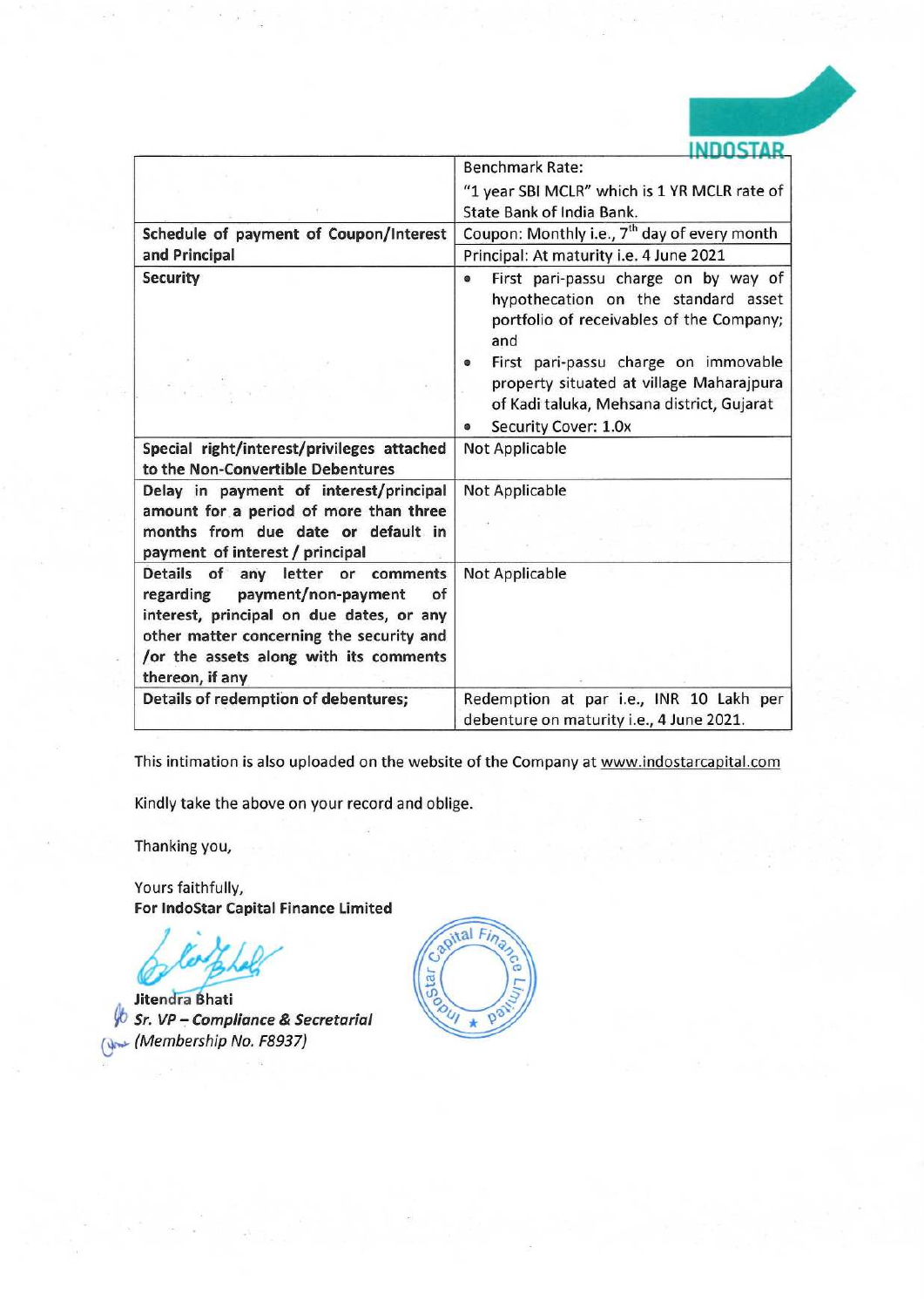| | |
|---|---|
| | Benchmark Rate:<br>"1 year SBI MCLR" which is 1 YR MCLR rate of State Bank of India Bank. |
| **Schedule of payment of Coupon/Interest and Principal** | Coupon: Monthly i.e., 7th day of every month<br>Principal: At maturity i.e. 4 June 2021 |
| **Security** | • First pari-passu charge on by way of hypothecation on the standard asset portfolio of receivables of the Company; and<br>• First pari-passu charge on immovable property situated at village Maharajpura of Kadi taluka, Mehsana district, Gujarat<br>• Security Cover: 1.0x |
| **Special right/interest/privileges attached to the Non-Convertible Debentures** | Not Applicable |
| **Delay in payment of interest/principal amount for a period of more than three months from due date or default in payment of interest / principal** | Not Applicable |
| **Details of any letter or comments regarding payment/non-payment of interest, principal on due dates, or any other matter concerning the security and /or the assets along with its comments thereon, if any** | Not Applicable |
| **Details of redemption of debentures;** | Redemption at par i.e., INR 10 Lakh per debenture on maturity i.e., 4 June 2021. |

This intimation is also uploaded on the website of the Company at www.indostarcapital.com

Kindly take the above on your record and oblige.

Thanking you,

Yours faithfully,
**For IndoStar Capital Finance Limited**

**Jitendra Bhati**
***Sr. VP – Compliance & Secretarial***
*(Membership No. F8937)*